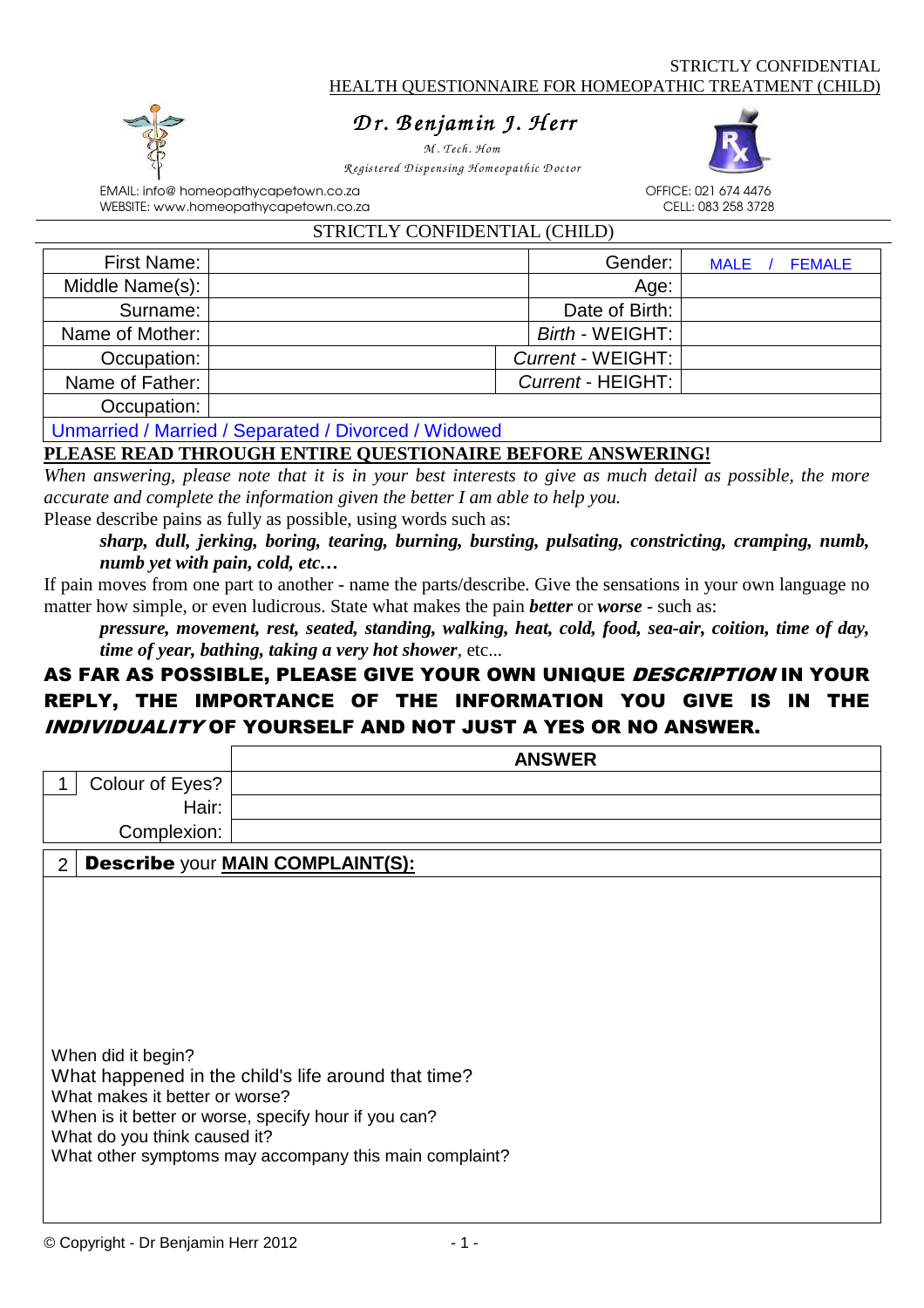STRICTLY CONFIDENTIAL
HEALTH QUESTIONNAIRE FOR HOMEOPATHIC TREATMENT (CHILD)

# Dr. Benjamin J. Herr

*M. Tech. Hom*

*Registered Dispensing Homeopathic Doctor*

EMAIL: info@ homeopathycapetown.co.za
WEBSITE: www.homeopathycapetown.co.za

OFFICE: 021 674 4476
CELL: 083 258 3728

## STRICTLY CONFIDENTIAL (CHILD)

| First Name: | | Gender: | MALE / FEMALE |
|---|---|---|---|
| Middle Name(s): | | Age: | |
| Surname: | | Date of Birth: | |
| Name of Mother: | | *Birth* - WEIGHT: | |
| Occupation: | | *Current* - WEIGHT: | |
| Name of Father: | | *Current* - HEIGHT: | |
| Occupation: | | | |
| Unmarried / Married / Separated / Divorced / Widowed | | | |

**PLEASE READ THROUGH ENTIRE QUESTIONAIRE BEFORE ANSWERING!**

*When answering, please note that it is in your best interests to give as much detail as possible, the more accurate and complete the information given the better I am able to help you.*

Please describe pains as fully as possible, using words such as:

> ***sharp, dull, jerking, boring, tearing, burning, bursting, pulsating, constricting, cramping, numb, numb yet with pain, cold, etc…***

If pain moves from one part to another - name the parts/describe. Give the sensations in your own language no matter how simple, or even ludicrous. State what makes the pain ***better*** or ***worse*** - such as:

> ***pressure, movement, rest, seated, standing, walking, heat, cold, food, sea-air, coition, time of day, time of year, bathing, taking a very hot shower***, etc...

**AS FAR AS POSSIBLE, PLEASE GIVE YOUR OWN UNIQUE *DESCRIPTION* IN YOUR REPLY, THE IMPORTANCE OF THE INFORMATION YOU GIVE IS IN THE *INDIVIDUALITY* OF YOURSELF AND NOT JUST A YES OR NO ANSWER.**

| | | ANSWER |
|---|---|---|
| 1 | Colour of Eyes? | |
| | Hair: | |
| | Complexion: | |

**2 Describe** your **MAIN COMPLAINT(S):**

When did it begin?
What happened in the child's life around that time?
What makes it better or worse?
When is it better or worse, specify hour if you can?
What do you think caused it?
What other symptoms may accompany this main complaint?

© Copyright - Dr Benjamin Herr 2012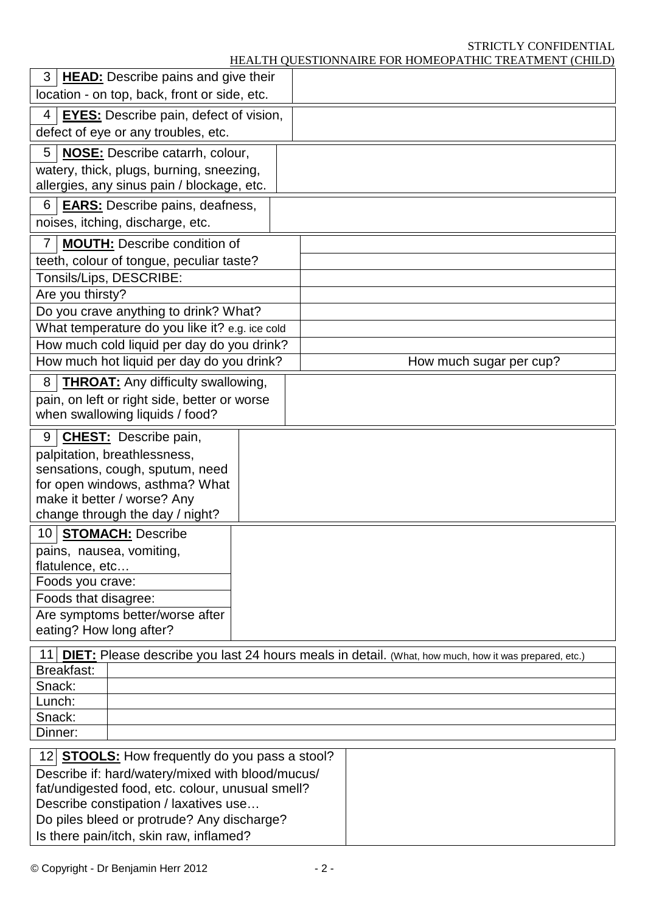| | |
|---|---|
| 3 **HEAD:** Describe pains and give their location - on top, back, front or side, etc. | |
| 4 **EYES:** Describe pain, defect of vision, defect of eye or any troubles, etc. | |
| 5 **NOSE:** Describe catarrh, colour, watery, thick, plugs, burning, sneezing, allergies, any sinus pain / blockage, etc. | |
| 6 **EARS:** Describe pains, deafness, noises, itching, discharge, etc. | |

| | |
|---|---|
| 7 **MOUTH:** Describe condition of | |
| teeth, colour of tongue, peculiar taste? | |
| Tonsils/Lips, DESCRIBE: | |
| Are you thirsty? | |
| Do you crave anything to drink? What? | |
| What temperature do you like it? e.g. ice cold | |
| How much cold liquid per day do you drink? | |
| How much hot liquid per day do you drink? | How much sugar per cup? |

| | |
|---|---|
| 8 **THROAT:** Any difficulty swallowing, pain, on left or right side, better or worse when swallowing liquids / food? | |
| 9 **CHEST:** Describe pain, palpitation, breathlessness, sensations, cough, sputum, need for open windows, asthma? What make it better / worse? Any change through the day / night? | |

| | |
|---|---|
| 10 **STOMACH:** Describe pains, nausea, vomiting, flatulence, etc… | |
| Foods you crave: | |
| Foods that disagree: | |
| Are symptoms better/worse after eating? How long after? | |

| 11 **DIET:** Please describe you last 24 hours meals in detail. (What, how much, how it was prepared, etc.) | |
|---|---|
| Breakfast: | |
| Snack: | |
| Lunch: | |
| Snack: | |
| Dinner: | |

| | |
|---|---|
| 12 **STOOLS:** How frequently do you pass a stool? Describe if: hard/watery/mixed with blood/mucus/ fat/undigested food, etc. colour, unusual smell? Describe constipation / laxatives use… Do piles bleed or protrude? Any discharge? Is there pain/itch, skin raw, inflamed? | |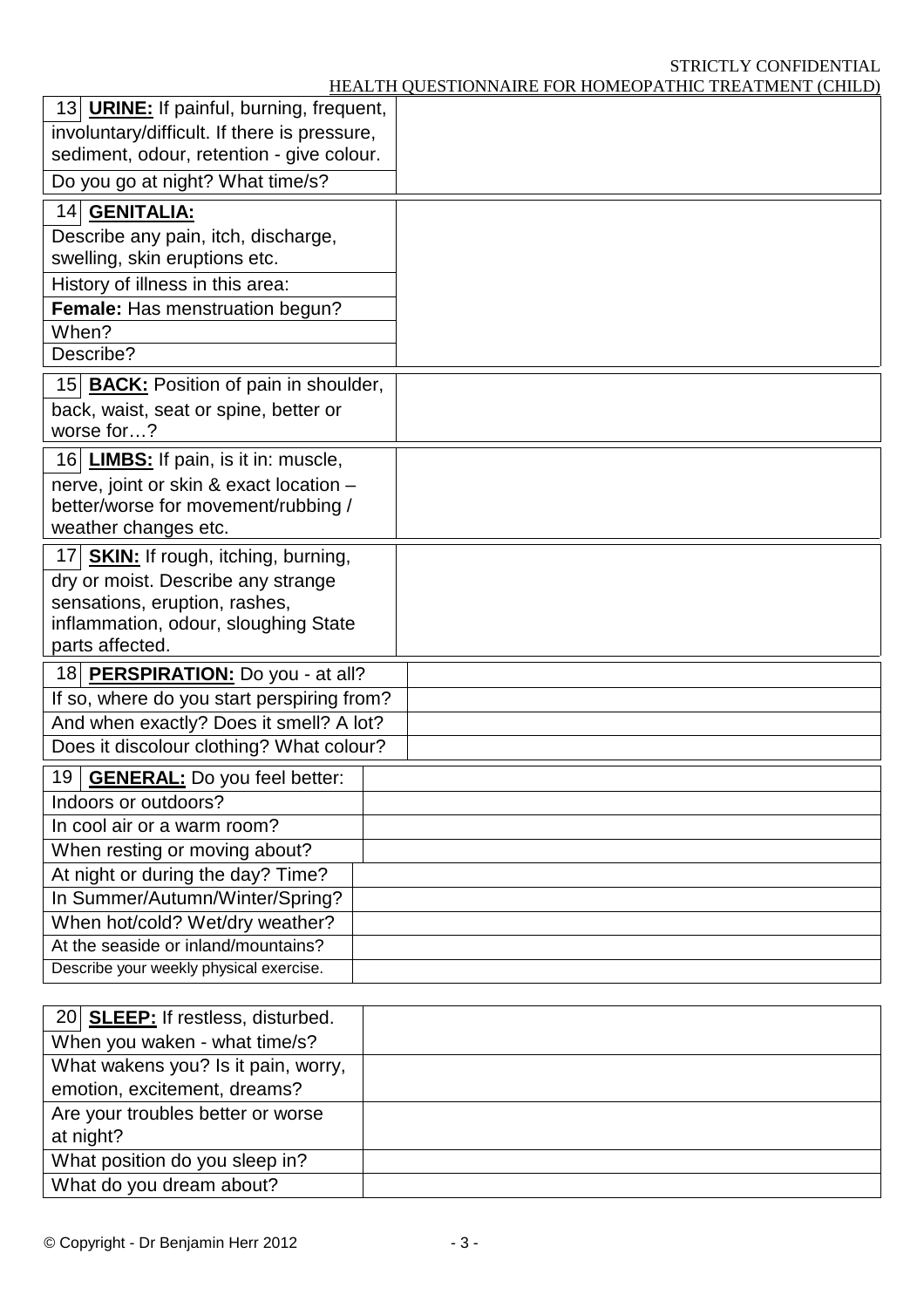| 13 **URINE:** If painful, burning, frequent, involuntary/difficult. If there is pressure, sediment, odour, retention - give colour. | |
|---|---|
| Do you go at night? What time/s? | |

| 14 **GENITALIA:** | |
|---|---|
| Describe any pain, itch, discharge, swelling, skin eruptions etc. | |
| History of illness in this area: | |
| **Female:** Has menstruation begun? | |
| When? | |
| Describe? | |

| 15 **BACK:** Position of pain in shoulder, back, waist, seat or spine, better or worse for…? | |
|---|---|

| 16 **LIMBS:** If pain, is it in: muscle, nerve, joint or skin & exact location – better/worse for movement/rubbing / weather changes etc. | |
|---|---|

| 17 **SKIN:** If rough, itching, burning, dry or moist. Describe any strange sensations, eruption, rashes, inflammation, odour, sloughing State parts affected. | |
|---|---|

| 18 **PERSPIRATION:** Do you - at all? | |
|---|---|
| If so, where do you start perspiring from? | |
| And when exactly? Does it smell? A lot? | |
| Does it discolour clothing? What colour? | |

| 19 **GENERAL:** Do you feel better: | |
|---|---|
| Indoors or outdoors? | |
| In cool air or a warm room? | |
| When resting or moving about? | |
| At night or during the day? Time? | |
| In Summer/Autumn/Winter/Spring? | |
| When hot/cold? Wet/dry weather? | |
| At the seaside or inland/mountains? | |
| Describe your weekly physical exercise. | |

| 20 **SLEEP:** If restless, disturbed. When you waken - what time/s? | |
|---|---|
| What wakens you? Is it pain, worry, emotion, excitement, dreams? | |
| Are your troubles better or worse at night? | |
| What position do you sleep in? | |
| What do you dream about? | |

© Copyright - Dr Benjamin Herr 2012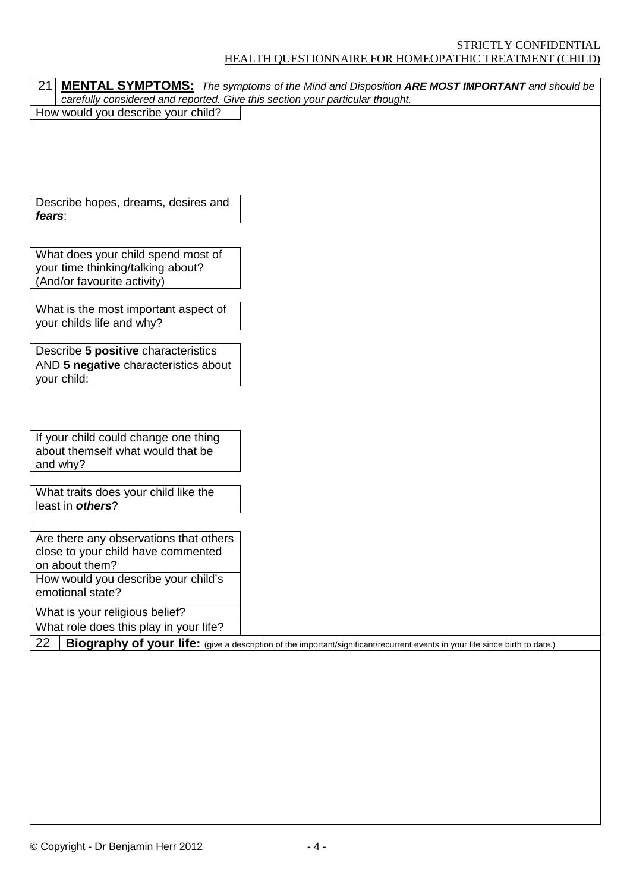## 21 **MENTAL SYMPTOMS:** *The symptoms of the Mind and Disposition **ARE MOST IMPORTANT** and should be carefully considered and reported. Give this section your particular thought.*

| Question | Answer |
|---|---|
| How would you describe your child? | |
| Describe hopes, dreams, desires and ***fears***: | |
| What does your child spend most of your time thinking/talking about? (And/or favourite activity) | |
| What is the most important aspect of your childs life and why? | |
| Describe **5 positive** characteristics AND **5 negative** characteristics about your child: | |
| If your child could change one thing about themself what would that be and why? | |
| What traits does your child like the least in ***others***? | |
| Are there any observations that others close to your child have commented on about them? | |
| How would you describe your child's emotional state? | |
| What is your religious belief? | |
| What role does this play in your life? | |

## 22 **Biography of your life:** (give a description of the important/significant/recurrent events in your life since birth to date.)

© Copyright - Dr Benjamin Herr 2012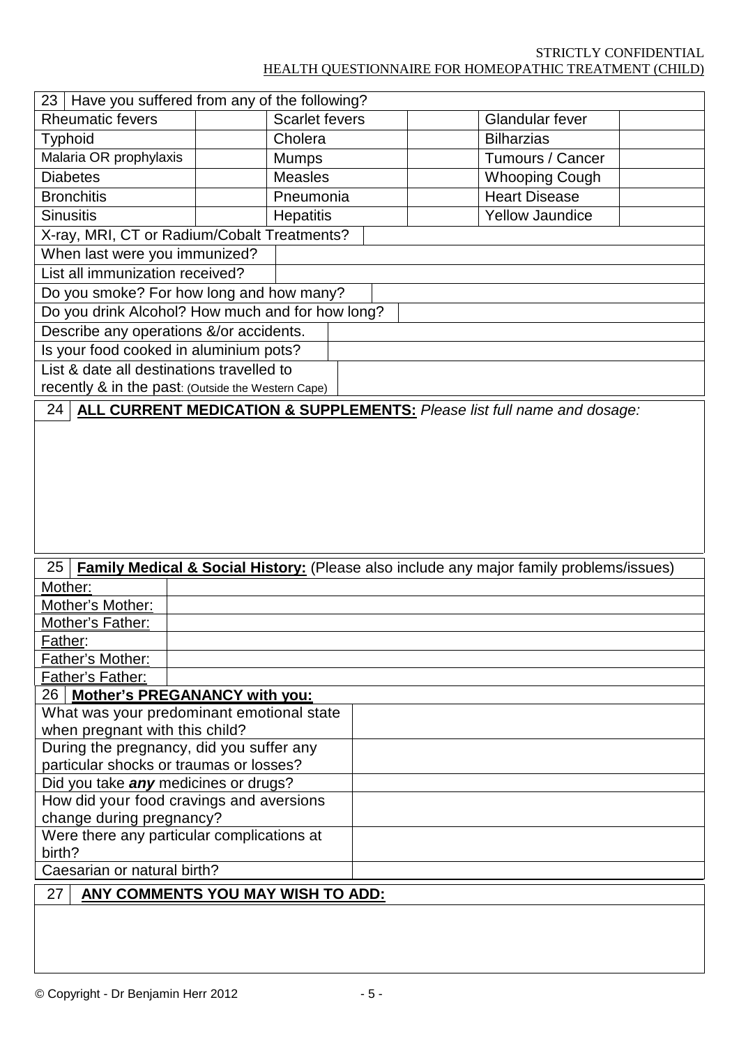| 23 | Have you suffered from any of the following? | | | | | |
|---|---|---|---|---|---|---|
| Rheumatic fevers | | Scarlet fevers | | | Glandular fever | |
| Typhoid | | Cholera | | | Bilharzias | |
| Malaria OR prophylaxis | | Mumps | | | Tumours / Cancer | |
| Diabetes | | Measles | | | Whooping Cough | |
| Bronchitis | | Pneumonia | | | Heart Disease | |
| Sinusitis | | Hepatitis | | | Yellow Jaundice | |

| | |
|---|---|
| X-ray, MRI, CT or Radium/Cobalt Treatments? | |
| When last were you immunized? | |
| List all immunization received? | |
| Do you smoke? For how long and how many? | |
| Do you drink Alcohol? How much and for how long? | |
| Describe any operations &/or accidents. | |
| Is your food cooked in aluminium pots? | |
| List & date all destinations travelled to recently & in the past: (Outside the Western Cape) | |

## 24 **ALL CURRENT MEDICATION & SUPPLEMENTS:** *Please list full name and dosage:*

## 25 **Family Medical & Social History:** (Please also include any major family problems/issues)

| | |
|---|---|
| Mother: | |
| Mother's Mother: | |
| Mother's Father: | |
| Father: | |
| Father's Mother: | |
| Father's Father: | |

## 26 **Mother's PREGANANCY with you:**

| | |
|---|---|
| What was your predominant emotional state when pregnant with this child? | |
| During the pregnancy, did you suffer any particular shocks or traumas or losses? | |
| Did you take ***any*** medicines or drugs? | |
| How did your food cravings and aversions change during pregnancy? | |
| Were there any particular complications at birth? | |
| Caesarian or natural birth? | |

## 27 **ANY COMMENTS YOU MAY WISH TO ADD:**

© Copyright - Dr Benjamin Herr 2012